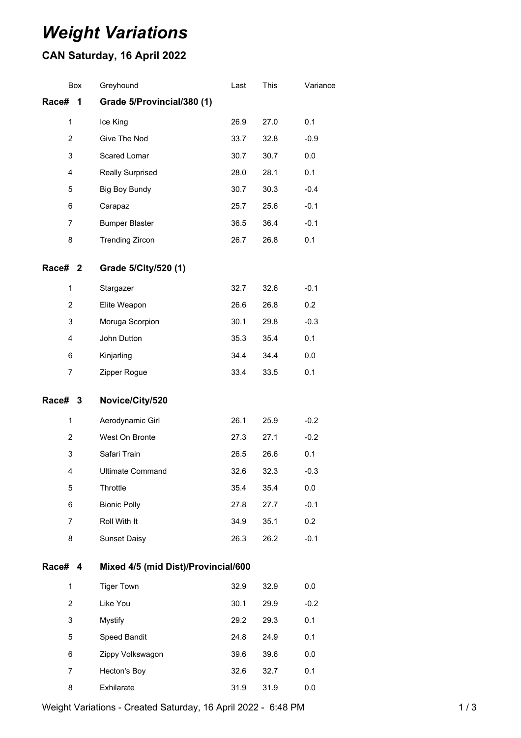# *Weight Variations*

## CAN Saturday, 16 April 2022

| Box | Greyhound | Last | This | Variance |
|---|---|---|---|---|
| **Race# 1** | **Grade 5/Provincial/380 (1)** | | | |
| 1 | Ice King | 26.9 | 27.0 | 0.1 |
| 2 | Give The Nod | 33.7 | 32.8 | -0.9 |
| 3 | Scared Lomar | 30.7 | 30.7 | 0.0 |
| 4 | Really Surprised | 28.0 | 28.1 | 0.1 |
| 5 | Big Boy Bundy | 30.7 | 30.3 | -0.4 |
| 6 | Carapaz | 25.7 | 25.6 | -0.1 |
| 7 | Bumper Blaster | 36.5 | 36.4 | -0.1 |
| 8 | Trending Zircon | 26.7 | 26.8 | 0.1 |
| **Race# 2** | **Grade 5/City/520 (1)** | | | |
| 1 | Stargazer | 32.7 | 32.6 | -0.1 |
| 2 | Elite Weapon | 26.6 | 26.8 | 0.2 |
| 3 | Moruga Scorpion | 30.1 | 29.8 | -0.3 |
| 4 | John Dutton | 35.3 | 35.4 | 0.1 |
| 6 | Kinjarling | 34.4 | 34.4 | 0.0 |
| 7 | Zipper Rogue | 33.4 | 33.5 | 0.1 |
| **Race# 3** | **Novice/City/520** | | | |
| 1 | Aerodynamic Girl | 26.1 | 25.9 | -0.2 |
| 2 | West On Bronte | 27.3 | 27.1 | -0.2 |
| 3 | Safari Train | 26.5 | 26.6 | 0.1 |
| 4 | Ultimate Command | 32.6 | 32.3 | -0.3 |
| 5 | Throttle | 35.4 | 35.4 | 0.0 |
| 6 | Bionic Polly | 27.8 | 27.7 | -0.1 |
| 7 | Roll With It | 34.9 | 35.1 | 0.2 |
| 8 | Sunset Daisy | 26.3 | 26.2 | -0.1 |
| **Race# 4** | **Mixed 4/5 (mid Dist)/Provincial/600** | | | |
| 1 | Tiger Town | 32.9 | 32.9 | 0.0 |
| 2 | Like You | 30.1 | 29.9 | -0.2 |
| 3 | Mystify | 29.2 | 29.3 | 0.1 |
| 5 | Speed Bandit | 24.8 | 24.9 | 0.1 |
| 6 | Zippy Volkswagon | 39.6 | 39.6 | 0.0 |
| 7 | Hecton's Boy | 32.6 | 32.7 | 0.1 |
| 8 | Exhilarate | 31.9 | 31.9 | 0.0 |

Weight Variations - Created Saturday, 16 April 2022 - 6:48 PM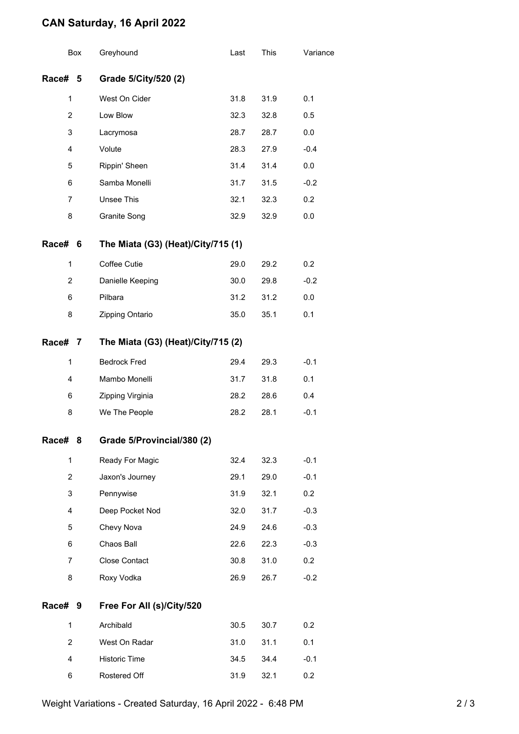# CAN Saturday, 16 April 2022

| Box | Greyhound | Last | This | Variance |
|---|---|---|---|---|
| **Race# 5** | **Grade 5/City/520 (2)** | | | |
| 1 | West On Cider | 31.8 | 31.9 | 0.1 |
| 2 | Low Blow | 32.3 | 32.8 | 0.5 |
| 3 | Lacrymosa | 28.7 | 28.7 | 0.0 |
| 4 | Volute | 28.3 | 27.9 | -0.4 |
| 5 | Rippin' Sheen | 31.4 | 31.4 | 0.0 |
| 6 | Samba Monelli | 31.7 | 31.5 | -0.2 |
| 7 | Unsee This | 32.1 | 32.3 | 0.2 |
| 8 | Granite Song | 32.9 | 32.9 | 0.0 |
| **Race# 6** | **The Miata (G3) (Heat)/City/715 (1)** | | | |
| 1 | Coffee Cutie | 29.0 | 29.2 | 0.2 |
| 2 | Danielle Keeping | 30.0 | 29.8 | -0.2 |
| 6 | Pilbara | 31.2 | 31.2 | 0.0 |
| 8 | Zipping Ontario | 35.0 | 35.1 | 0.1 |
| **Race# 7** | **The Miata (G3) (Heat)/City/715 (2)** | | | |
| 1 | Bedrock Fred | 29.4 | 29.3 | -0.1 |
| 4 | Mambo Monelli | 31.7 | 31.8 | 0.1 |
| 6 | Zipping Virginia | 28.2 | 28.6 | 0.4 |
| 8 | We The People | 28.2 | 28.1 | -0.1 |
| **Race# 8** | **Grade 5/Provincial/380 (2)** | | | |
| 1 | Ready For Magic | 32.4 | 32.3 | -0.1 |
| 2 | Jaxon's Journey | 29.1 | 29.0 | -0.1 |
| 3 | Pennywise | 31.9 | 32.1 | 0.2 |
| 4 | Deep Pocket Nod | 32.0 | 31.7 | -0.3 |
| 5 | Chevy Nova | 24.9 | 24.6 | -0.3 |
| 6 | Chaos Ball | 22.6 | 22.3 | -0.3 |
| 7 | Close Contact | 30.8 | 31.0 | 0.2 |
| 8 | Roxy Vodka | 26.9 | 26.7 | -0.2 |
| **Race# 9** | **Free For All (s)/City/520** | | | |
| 1 | Archibald | 30.5 | 30.7 | 0.2 |
| 2 | West On Radar | 31.0 | 31.1 | 0.1 |
| 4 | Historic Time | 34.5 | 34.4 | -0.1 |
| 6 | Rostered Off | 31.9 | 32.1 | 0.2 |

Weight Variations - Created Saturday, 16 April 2022 - 6:48 PM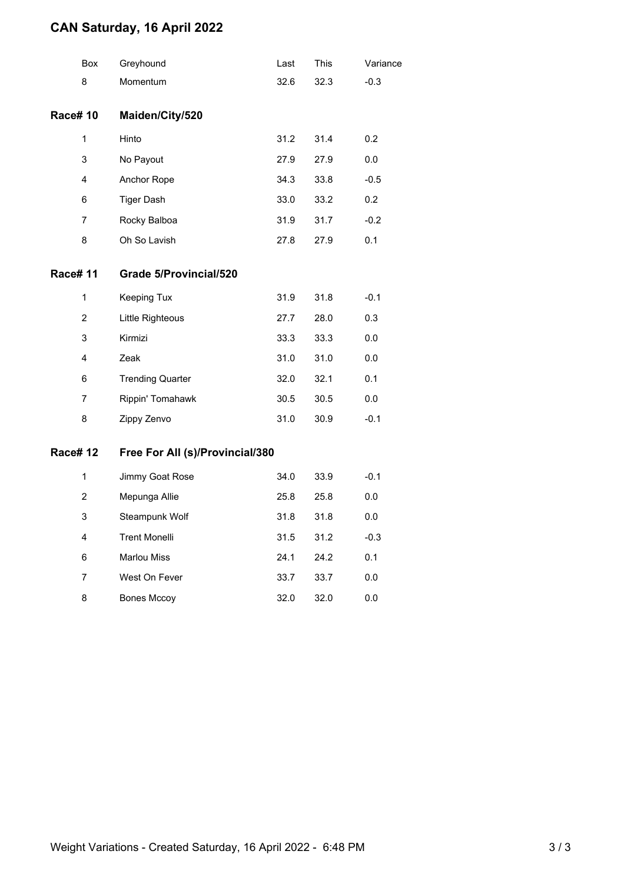# CAN Saturday, 16 April 2022

| Box | Greyhound | Last | This | Variance |
|---|---|---|---|---|
| 8 | Momentum | 32.6 | 32.3 | -0.3 |

## Race# 10 Maiden/City/520

| Box | Greyhound | Last | This | Variance |
|---|---|---|---|---|
| 1 | Hinto | 31.2 | 31.4 | 0.2 |
| 3 | No Payout | 27.9 | 27.9 | 0.0 |
| 4 | Anchor Rope | 34.3 | 33.8 | -0.5 |
| 6 | Tiger Dash | 33.0 | 33.2 | 0.2 |
| 7 | Rocky Balboa | 31.9 | 31.7 | -0.2 |
| 8 | Oh So Lavish | 27.8 | 27.9 | 0.1 |

## Race# 11 Grade 5/Provincial/520

| Box | Greyhound | Last | This | Variance |
|---|---|---|---|---|
| 1 | Keeping Tux | 31.9 | 31.8 | -0.1 |
| 2 | Little Righteous | 27.7 | 28.0 | 0.3 |
| 3 | Kirmizi | 33.3 | 33.3 | 0.0 |
| 4 | Zeak | 31.0 | 31.0 | 0.0 |
| 6 | Trending Quarter | 32.0 | 32.1 | 0.1 |
| 7 | Rippin' Tomahawk | 30.5 | 30.5 | 0.0 |
| 8 | Zippy Zenvo | 31.0 | 30.9 | -0.1 |

## Race# 12 Free For All (s)/Provincial/380

| Box | Greyhound | Last | This | Variance |
|---|---|---|---|---|
| 1 | Jimmy Goat Rose | 34.0 | 33.9 | -0.1 |
| 2 | Mepunga Allie | 25.8 | 25.8 | 0.0 |
| 3 | Steampunk Wolf | 31.8 | 31.8 | 0.0 |
| 4 | Trent Monelli | 31.5 | 31.2 | -0.3 |
| 6 | Marlou Miss | 24.1 | 24.2 | 0.1 |
| 7 | West On Fever | 33.7 | 33.7 | 0.0 |
| 8 | Bones Mccoy | 32.0 | 32.0 | 0.0 |

Weight Variations - Created Saturday, 16 April 2022 - 6:48 PM